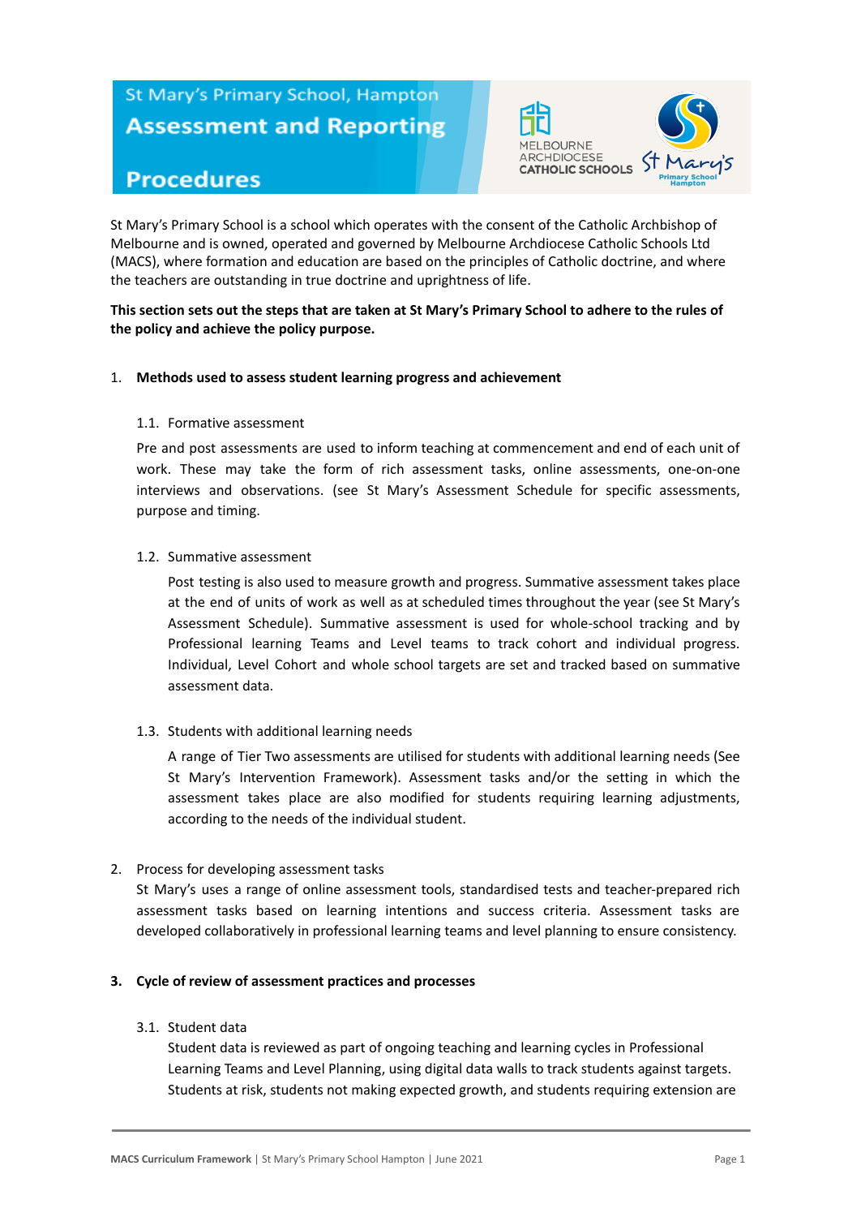St Mary's Primary School, Hampton

# Assessment and Reporting Procedures

St Mary's Primary School is a school which operates with the consent of the Catholic Archbishop of Melbourne and is owned, operated and governed by Melbourne Archdiocese Catholic Schools Ltd (MACS), where formation and education are based on the principles of Catholic doctrine, and where the teachers are outstanding in true doctrine and uprightness of life.

**This section sets out the steps that are taken at St Mary's Primary School to adhere to the rules of the policy and achieve the policy purpose.**

1. **Methods used to assess student learning progress and achievement**

   1.1. Formative assessment

   Pre and post assessments are used to inform teaching at commencement and end of each unit of work. These may take the form of rich assessment tasks, online assessments, one-on-one interviews and observations. (see St Mary's Assessment Schedule for specific assessments, purpose and timing.

   1.2. Summative assessment

   Post testing is also used to measure growth and progress. Summative assessment takes place at the end of units of work as well as at scheduled times throughout the year (see St Mary's Assessment Schedule). Summative assessment is used for whole-school tracking and by Professional learning Teams and Level teams to track cohort and individual progress. Individual, Level Cohort and whole school targets are set and tracked based on summative assessment data.

   1.3. Students with additional learning needs

   A range of Tier Two assessments are utilised for students with additional learning needs (See St Mary's Intervention Framework). Assessment tasks and/or the setting in which the assessment takes place are also modified for students requiring learning adjustments, according to the needs of the individual student.

2. Process for developing assessment tasks

   St Mary's uses a range of online assessment tools, standardised tests and teacher-prepared rich assessment tasks based on learning intentions and success criteria. Assessment tasks are developed collaboratively in professional learning teams and level planning to ensure consistency.

3. **Cycle of review of assessment practices and processes**

   3.1. Student data

   Student data is reviewed as part of ongoing teaching and learning cycles in Professional Learning Teams and Level Planning, using digital data walls to track students against targets. Students at risk, students not making expected growth, and students requiring extension are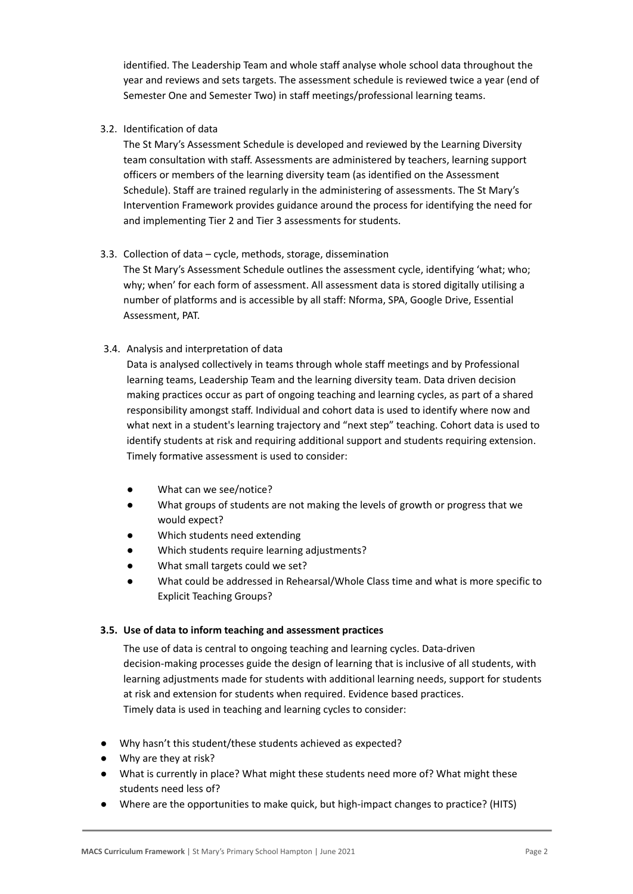identified. The Leadership Team and whole staff analyse whole school data throughout the year and reviews and sets targets. The assessment schedule is reviewed twice a year (end of Semester One and Semester Two) in staff meetings/professional learning teams.

3.2. Identification of data

The St Mary's Assessment Schedule is developed and reviewed by the Learning Diversity team consultation with staff. Assessments are administered by teachers, learning support officers or members of the learning diversity team (as identified on the Assessment Schedule). Staff are trained regularly in the administering of assessments. The St Mary's Intervention Framework provides guidance around the process for identifying the need for and implementing Tier 2 and Tier 3 assessments for students.

3.3. Collection of data – cycle, methods, storage, dissemination

The St Mary's Assessment Schedule outlines the assessment cycle, identifying 'what; who; why; when' for each form of assessment. All assessment data is stored digitally utilising a number of platforms and is accessible by all staff: Nforma, SPA, Google Drive, Essential Assessment, PAT.

3.4. Analysis and interpretation of data

Data is analysed collectively in teams through whole staff meetings and by Professional learning teams, Leadership Team and the learning diversity team. Data driven decision making practices occur as part of ongoing teaching and learning cycles, as part of a shared responsibility amongst staff. Individual and cohort data is used to identify where now and what next in a student's learning trajectory and "next step" teaching. Cohort data is used to identify students at risk and requiring additional support and students requiring extension. Timely formative assessment is used to consider:

- What can we see/notice?
- What groups of students are not making the levels of growth or progress that we would expect?
- Which students need extending
- Which students require learning adjustments?
- What small targets could we set?
- What could be addressed in Rehearsal/Whole Class time and what is more specific to Explicit Teaching Groups?

**3.5. Use of data to inform teaching and assessment practices**

The use of data is central to ongoing teaching and learning cycles. Data-driven decision-making processes guide the design of learning that is inclusive of all students, with learning adjustments made for students with additional learning needs, support for students at risk and extension for students when required. Evidence based practices.
Timely data is used in teaching and learning cycles to consider:

- Why hasn't this student/these students achieved as expected?
- Why are they at risk?
- What is currently in place? What might these students need more of? What might these students need less of?
- Where are the opportunities to make quick, but high-impact changes to practice? (HITS)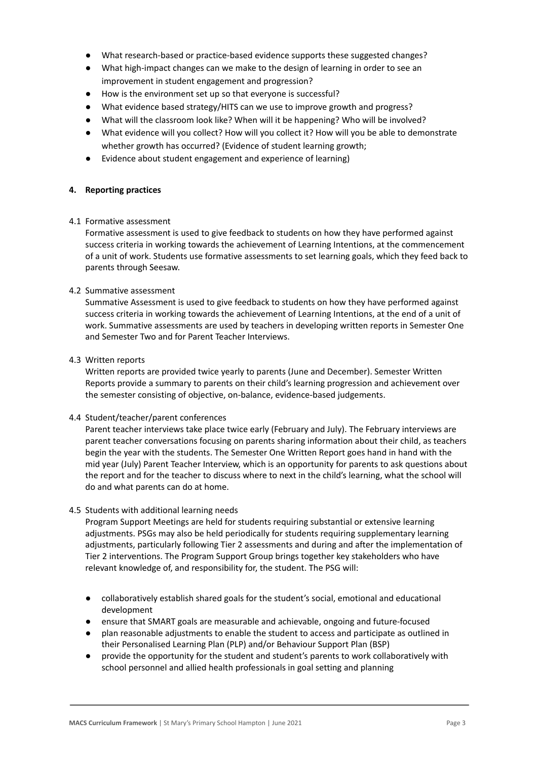- What research-based or practice-based evidence supports these suggested changes?
- What high-impact changes can we make to the design of learning in order to see an improvement in student engagement and progression?
- How is the environment set up so that everyone is successful?
- What evidence based strategy/HITS can we use to improve growth and progress?
- What will the classroom look like? When will it be happening? Who will be involved?
- What evidence will you collect? How will you collect it? How will you be able to demonstrate whether growth has occurred? (Evidence of student learning growth;
- Evidence about student engagement and experience of learning)

**4. Reporting practices**

4.1 Formative assessment

Formative assessment is used to give feedback to students on how they have performed against success criteria in working towards the achievement of Learning Intentions, at the commencement of a unit of work. Students use formative assessments to set learning goals, which they feed back to parents through Seesaw.

4.2 Summative assessment

Summative Assessment is used to give feedback to students on how they have performed against success criteria in working towards the achievement of Learning Intentions, at the end of a unit of work. Summative assessments are used by teachers in developing written reports in Semester One and Semester Two and for Parent Teacher Interviews.

4.3 Written reports

Written reports are provided twice yearly to parents (June and December). Semester Written Reports provide a summary to parents on their child's learning progression and achievement over the semester consisting of objective, on-balance, evidence-based judgements.

4.4 Student/teacher/parent conferences

Parent teacher interviews take place twice early (February and July). The February interviews are parent teacher conversations focusing on parents sharing information about their child, as teachers begin the year with the students. The Semester One Written Report goes hand in hand with the mid year (July) Parent Teacher Interview, which is an opportunity for parents to ask questions about the report and for the teacher to discuss where to next in the child's learning, what the school will do and what parents can do at home.

4.5 Students with additional learning needs

Program Support Meetings are held for students requiring substantial or extensive learning adjustments. PSGs may also be held periodically for students requiring supplementary learning adjustments, particularly following Tier 2 assessments and during and after the implementation of Tier 2 interventions. The Program Support Group brings together key stakeholders who have relevant knowledge of, and responsibility for, the student. The PSG will:

- collaboratively establish shared goals for the student's social, emotional and educational development
- ensure that SMART goals are measurable and achievable, ongoing and future-focused
- plan reasonable adjustments to enable the student to access and participate as outlined in their Personalised Learning Plan (PLP) and/or Behaviour Support Plan (BSP)
- provide the opportunity for the student and student's parents to work collaboratively with school personnel and allied health professionals in goal setting and planning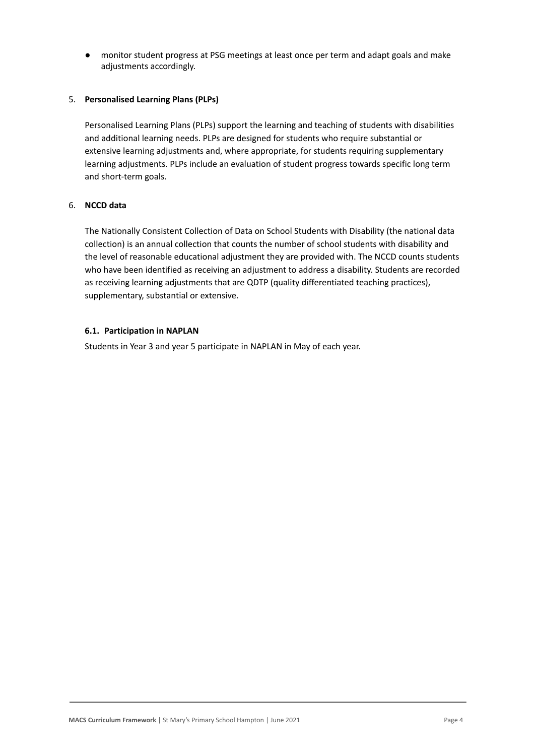- monitor student progress at PSG meetings at least once per term and adapt goals and make adjustments accordingly.

## 5. **Personalised Learning Plans (PLPs)**

Personalised Learning Plans (PLPs) support the learning and teaching of students with disabilities and additional learning needs. PLPs are designed for students who require substantial or extensive learning adjustments and, where appropriate, for students requiring supplementary learning adjustments. PLPs include an evaluation of student progress towards specific long term and short-term goals.

## 6. **NCCD data**

The Nationally Consistent Collection of Data on School Students with Disability (the national data collection) is an annual collection that counts the number of school students with disability and the level of reasonable educational adjustment they are provided with. The NCCD counts students who have been identified as receiving an adjustment to address a disability. Students are recorded as receiving learning adjustments that are QDTP (quality differentiated teaching practices), supplementary, substantial or extensive.

### **6.1. Participation in NAPLAN**

Students in Year 3 and year 5 participate in NAPLAN in May of each year.